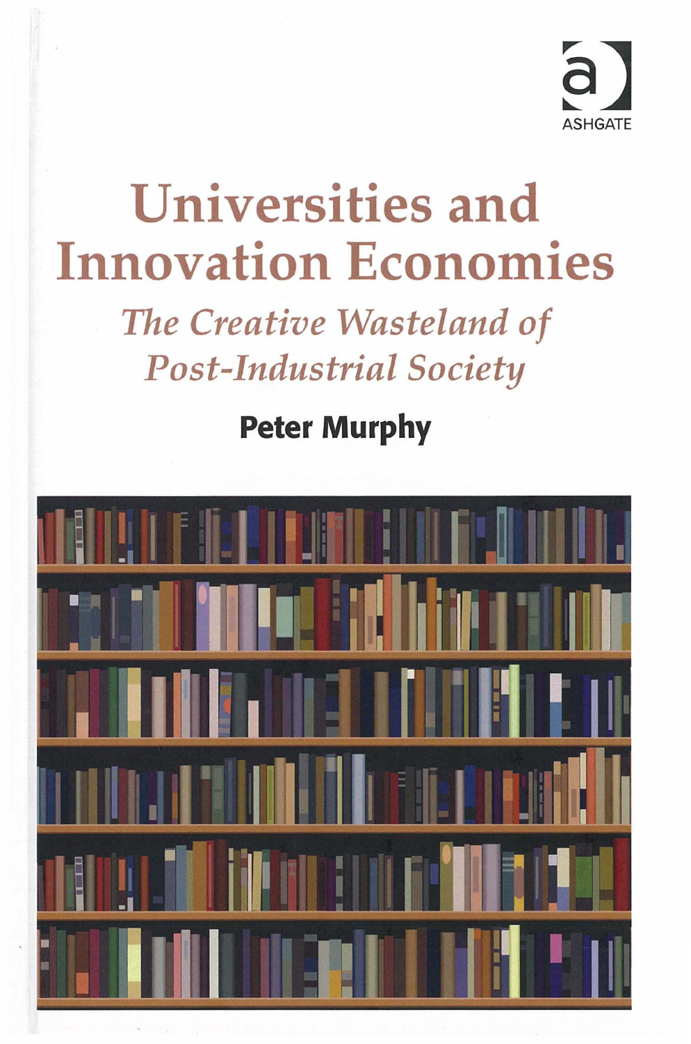ASHGATE

# Universities and Innovation Economies

## *The Creative Wasteland of Post-Industrial Society*

**Peter Murphy**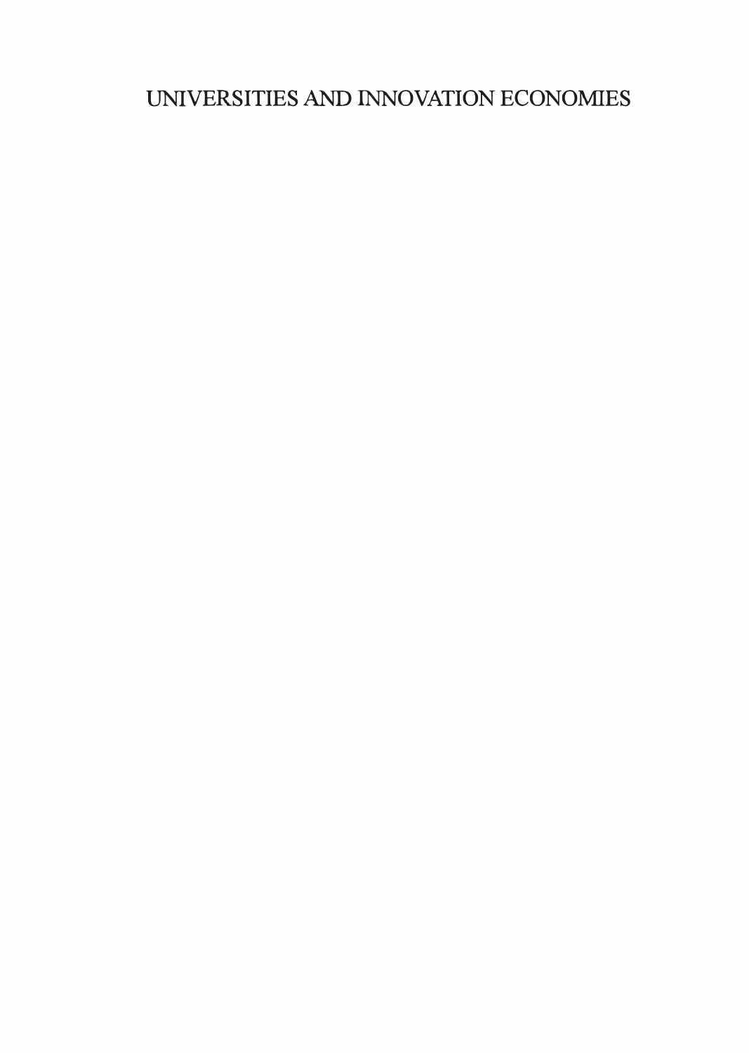# UNIVERSITIES AND INNOVATION ECONOMIES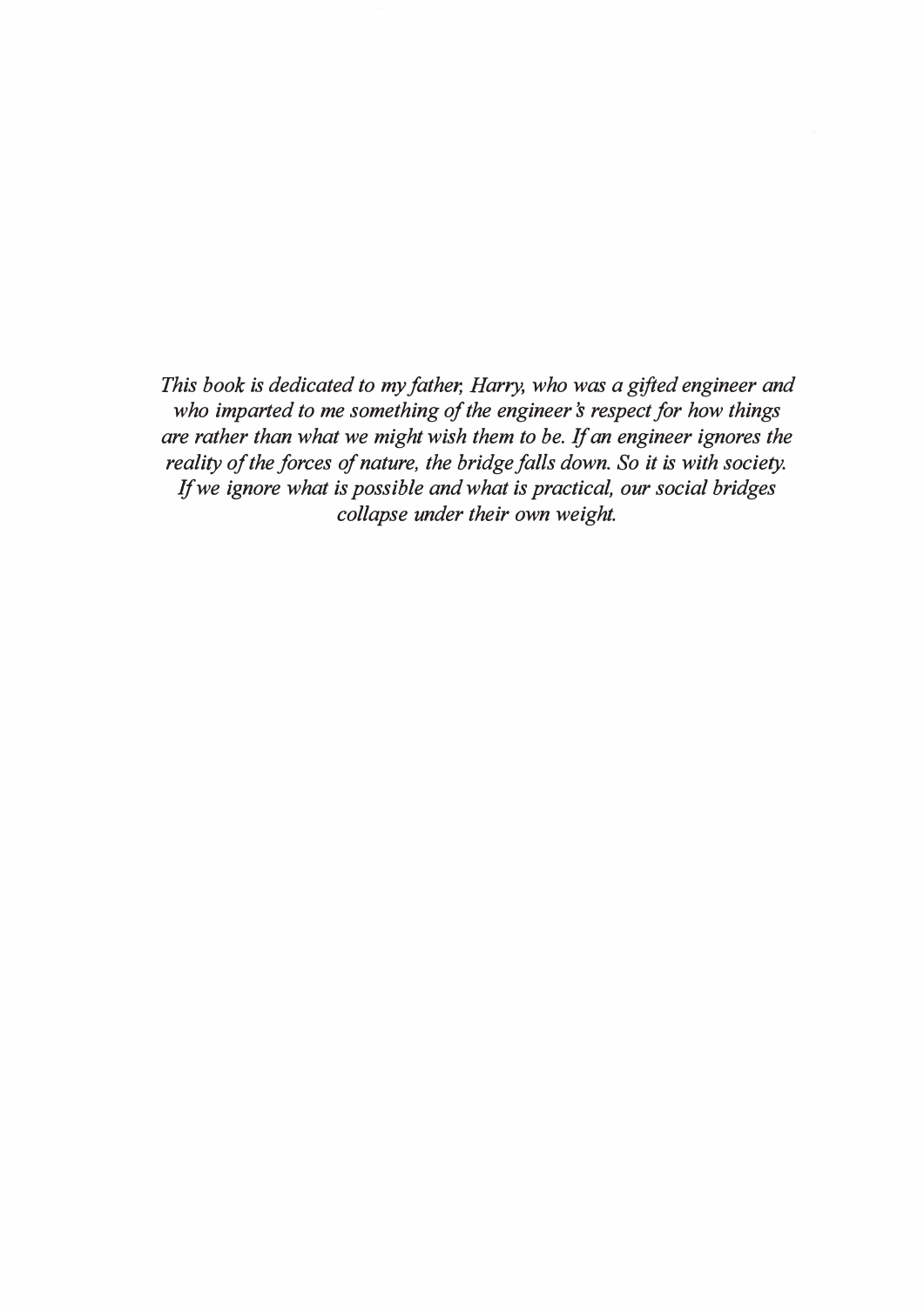*This book is dedicated to my father, Harry, who was a gifted engineer and who imparted to me something of the engineer's respect for how things are rather than what we might wish them to be. If an engineer ignores the reality of the forces of nature, the bridge falls down. So it is with society. If we ignore what is possible and what is practical, our social bridges collapse under their own weight.*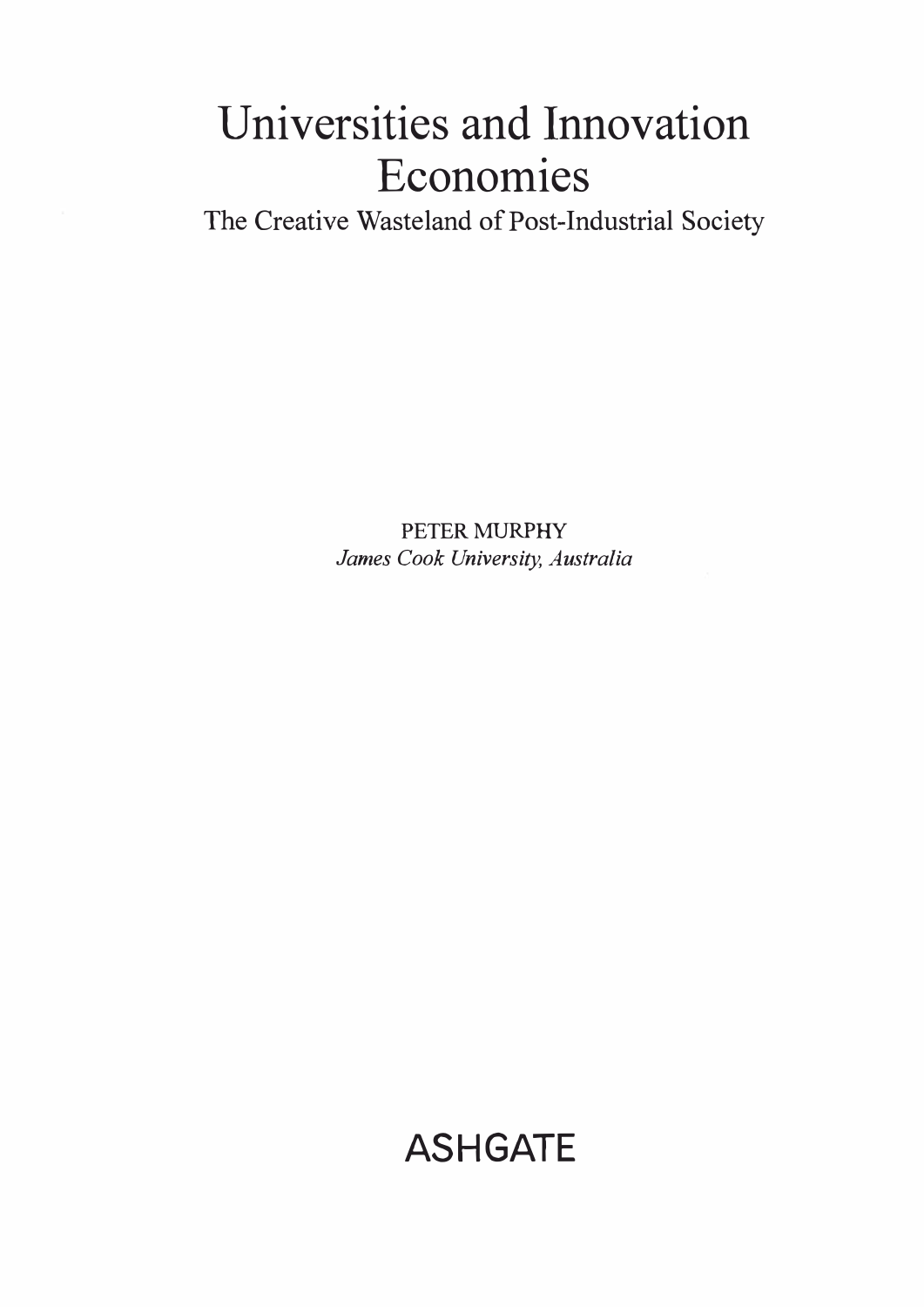# Universities and Innovation Economies

## The Creative Wasteland of Post-Industrial Society

PETER MURPHY

*James Cook University, Australia*

ASHGATE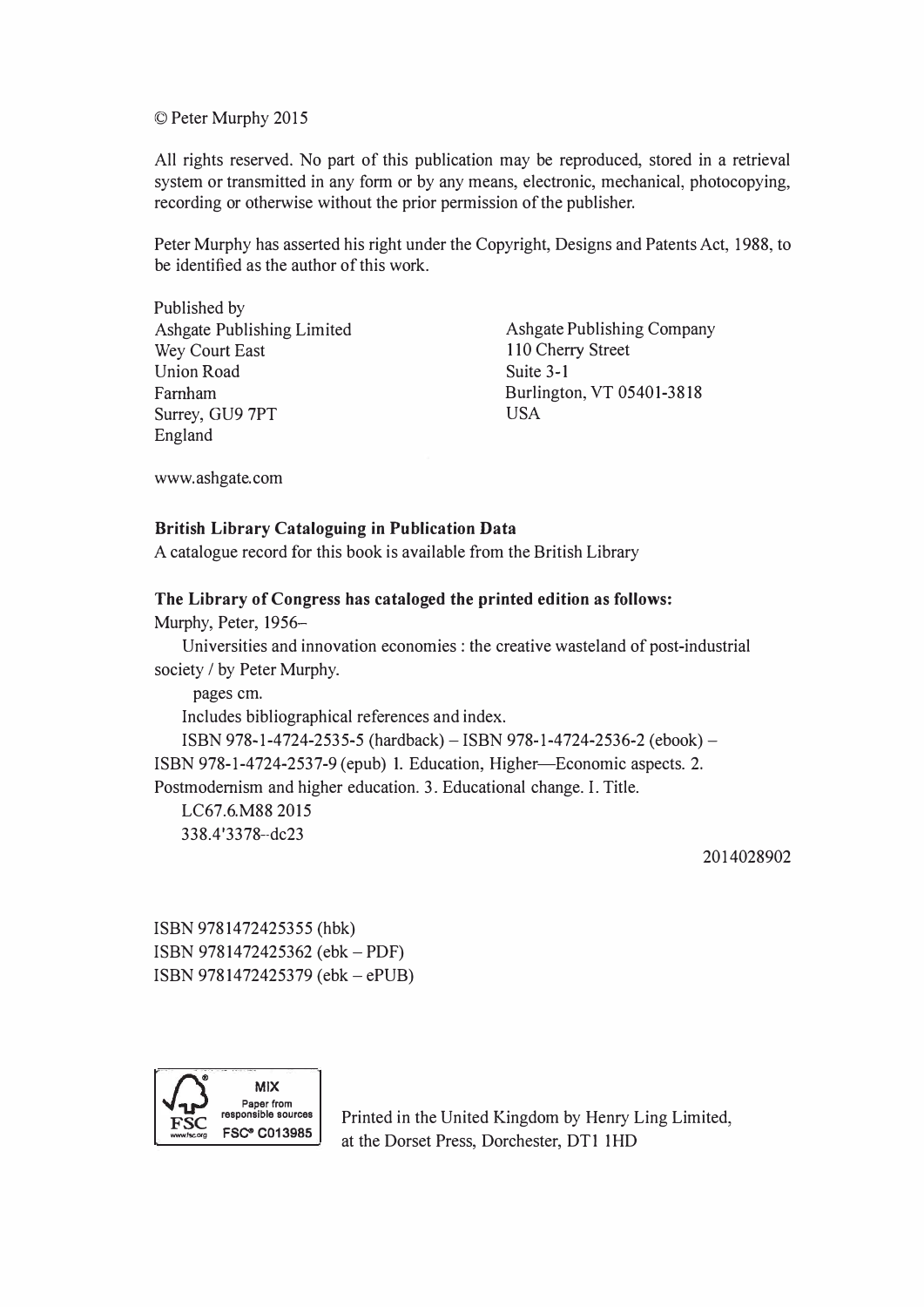© Peter Murphy 2015

All rights reserved. No part of this publication may be reproduced, stored in a retrieval system or transmitted in any form or by any means, electronic, mechanical, photocopying, recording or otherwise without the prior permission of the publisher.

Peter Murphy has asserted his right under the Copyright, Designs and Patents Act, 1988, to be identified as the author of this work.

Published by
Ashgate Publishing Limited
Wey Court East
Union Road
Farnham
Surrey, GU9 7PT
England

Ashgate Publishing Company
110 Cherry Street
Suite 3-1
Burlington, VT 05401-3818
USA

www.ashgate.com

**British Library Cataloguing in Publication Data**
A catalogue record for this book is available from the British Library

**The Library of Congress has cataloged the printed edition as follows:**
Murphy, Peter, 1956–
Universities and innovation economies : the creative wasteland of post-industrial society / by Peter Murphy.
pages cm.
Includes bibliographical references and index.
ISBN 978-1-4724-2535-5 (hardback) – ISBN 978-1-4724-2536-2 (ebook) – ISBN 978-1-4724-2537-9 (epub) 1. Education, Higher—Economic aspects. 2. Postmodernism and higher education. 3. Educational change. I. Title.
LC67.6.M88 2015
338.4'3378--dc23

2014028902

ISBN 9781472425355 (hbk)
ISBN 9781472425362 (ebk – PDF)
ISBN 9781472425379 (ebk – ePUB)

MIX
Paper from responsible sources
FSC® C013985

Printed in the United Kingdom by Henry Ling Limited, at the Dorset Press, Dorchester, DT1 1HD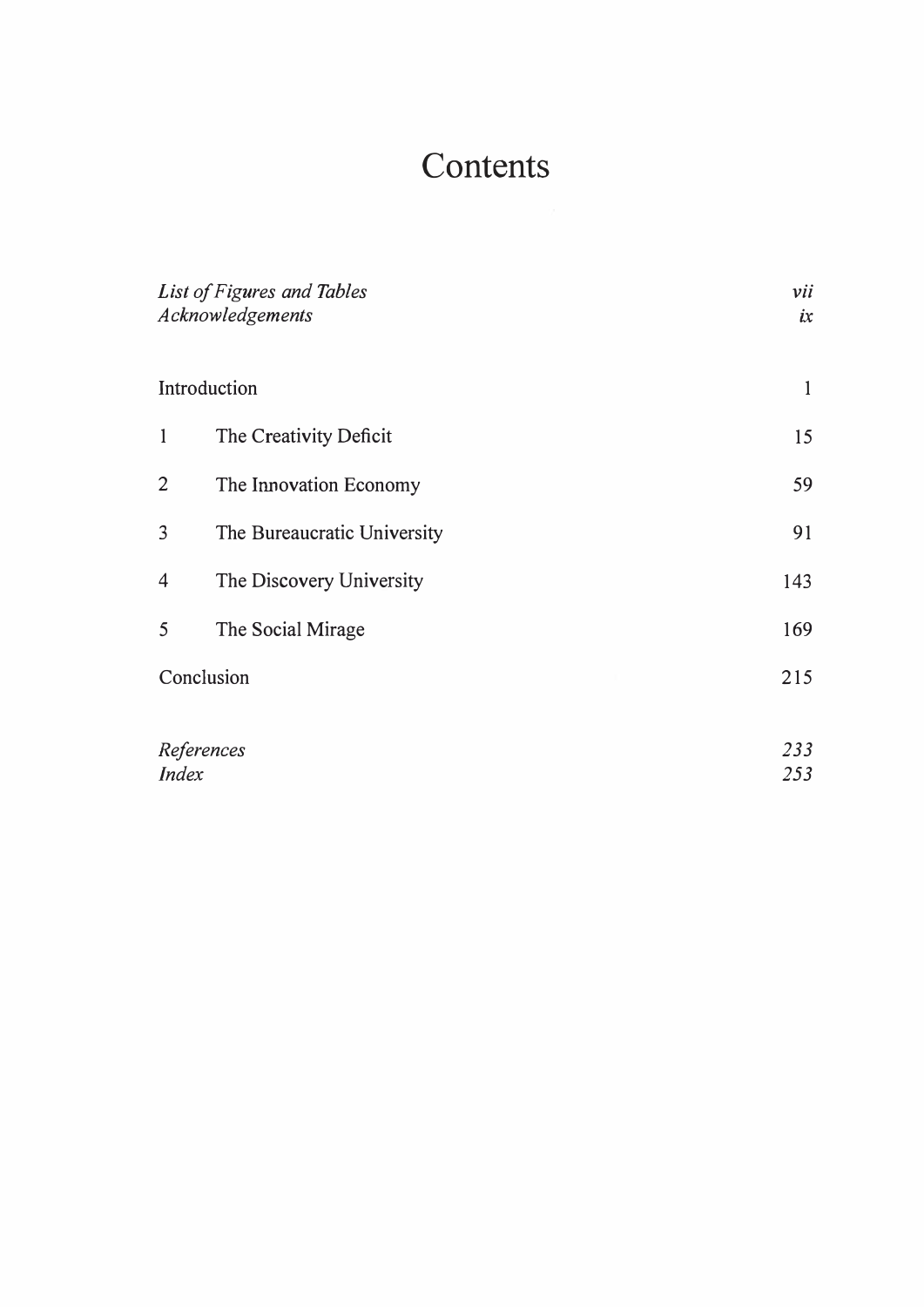# Contents

| | | |
|---|---|---|
| *List of Figures and Tables* | | *vii* |
| *Acknowledgements* | | *ix* |
| Introduction | | 1 |
| 1 | The Creativity Deficit | 15 |
| 2 | The Innovation Economy | 59 |
| 3 | The Bureaucratic University | 91 |
| 4 | The Discovery University | 143 |
| 5 | The Social Mirage | 169 |
| Conclusion | | 215 |
| *References* | | *233* |
| *Index* | | *253* |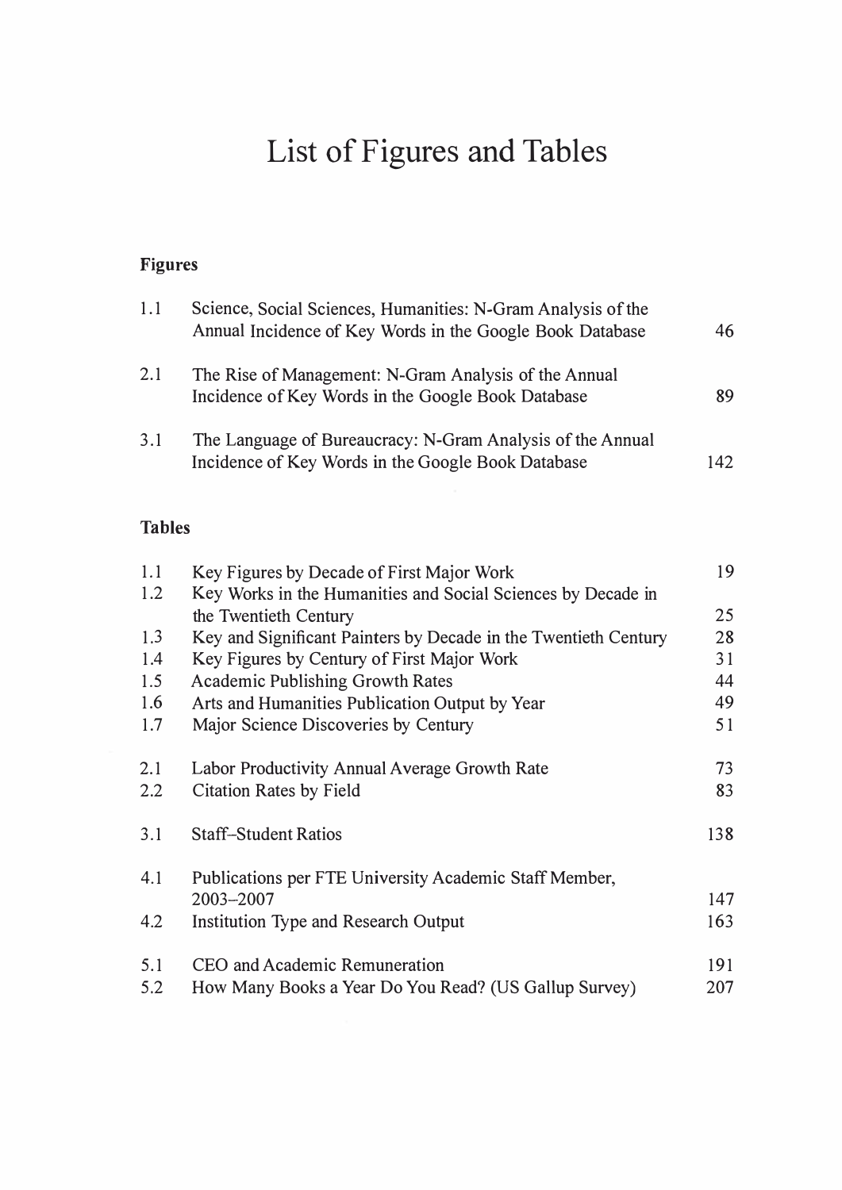# List of Figures and Tables

## Figures

| | | |
|---|---|---|
| 1.1 | Science, Social Sciences, Humanities: N-Gram Analysis of the Annual Incidence of Key Words in the Google Book Database | 46 |
| 2.1 | The Rise of Management: N-Gram Analysis of the Annual Incidence of Key Words in the Google Book Database | 89 |
| 3.1 | The Language of Bureaucracy: N-Gram Analysis of the Annual Incidence of Key Words in the Google Book Database | 142 |

## Tables

| | | |
|---|---|---|
| 1.1 | Key Figures by Decade of First Major Work | 19 |
| 1.2 | Key Works in the Humanities and Social Sciences by Decade in the Twentieth Century | 25 |
| 1.3 | Key and Significant Painters by Decade in the Twentieth Century | 28 |
| 1.4 | Key Figures by Century of First Major Work | 31 |
| 1.5 | Academic Publishing Growth Rates | 44 |
| 1.6 | Arts and Humanities Publication Output by Year | 49 |
| 1.7 | Major Science Discoveries by Century | 51 |
| 2.1 | Labor Productivity Annual Average Growth Rate | 73 |
| 2.2 | Citation Rates by Field | 83 |
| 3.1 | Staff–Student Ratios | 138 |
| 4.1 | Publications per FTE University Academic Staff Member, 2003–2007 | 147 |
| 4.2 | Institution Type and Research Output | 163 |
| 5.1 | CEO and Academic Remuneration | 191 |
| 5.2 | How Many Books a Year Do You Read? (US Gallup Survey) | 207 |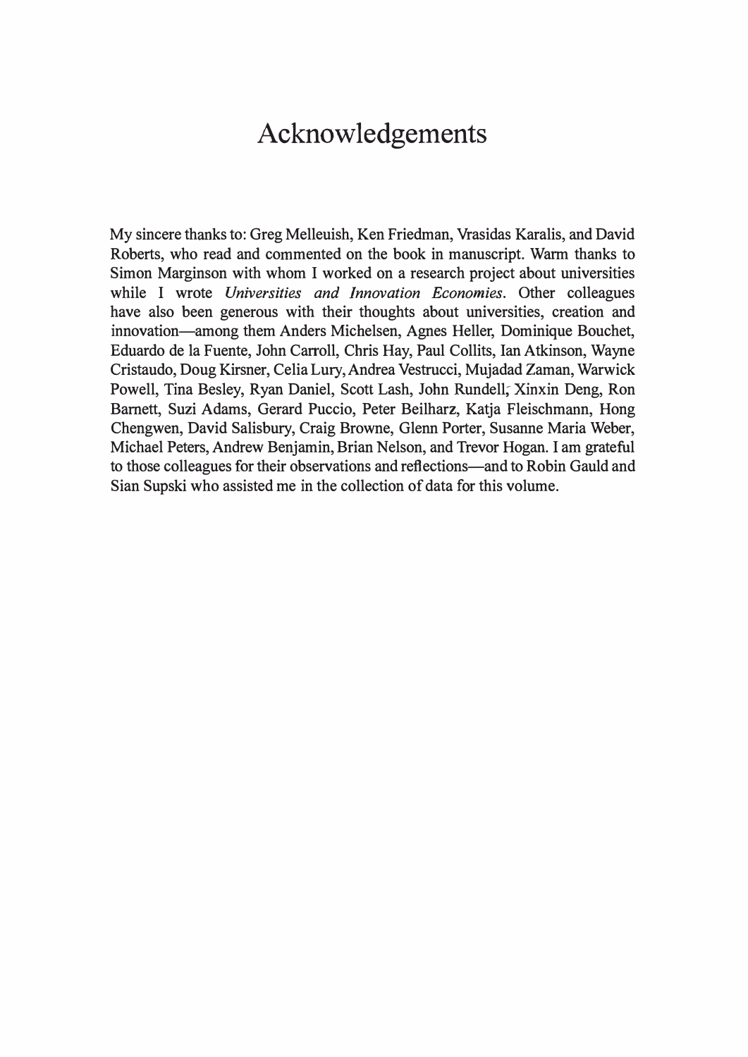# Acknowledgements

My sincere thanks to: Greg Melleuish, Ken Friedman, Vrasidas Karalis, and David Roberts, who read and commented on the book in manuscript. Warm thanks to Simon Marginson with whom I worked on a research project about universities while I wrote *Universities and Innovation Economies*. Other colleagues have also been generous with their thoughts about universities, creation and innovation—among them Anders Michelsen, Agnes Heller, Dominique Bouchet, Eduardo de la Fuente, John Carroll, Chris Hay, Paul Collits, Ian Atkinson, Wayne Cristaudo, Doug Kirsner, Celia Lury, Andrea Vestrucci, Mujadad Zaman, Warwick Powell, Tina Besley, Ryan Daniel, Scott Lash, John Rundell, Xinxin Deng, Ron Barnett, Suzi Adams, Gerard Puccio, Peter Beilharz, Katja Fleischmann, Hong Chengwen, David Salisbury, Craig Browne, Glenn Porter, Susanne Maria Weber, Michael Peters, Andrew Benjamin, Brian Nelson, and Trevor Hogan. I am grateful to those colleagues for their observations and reflections—and to Robin Gauld and Sian Supski who assisted me in the collection of data for this volume.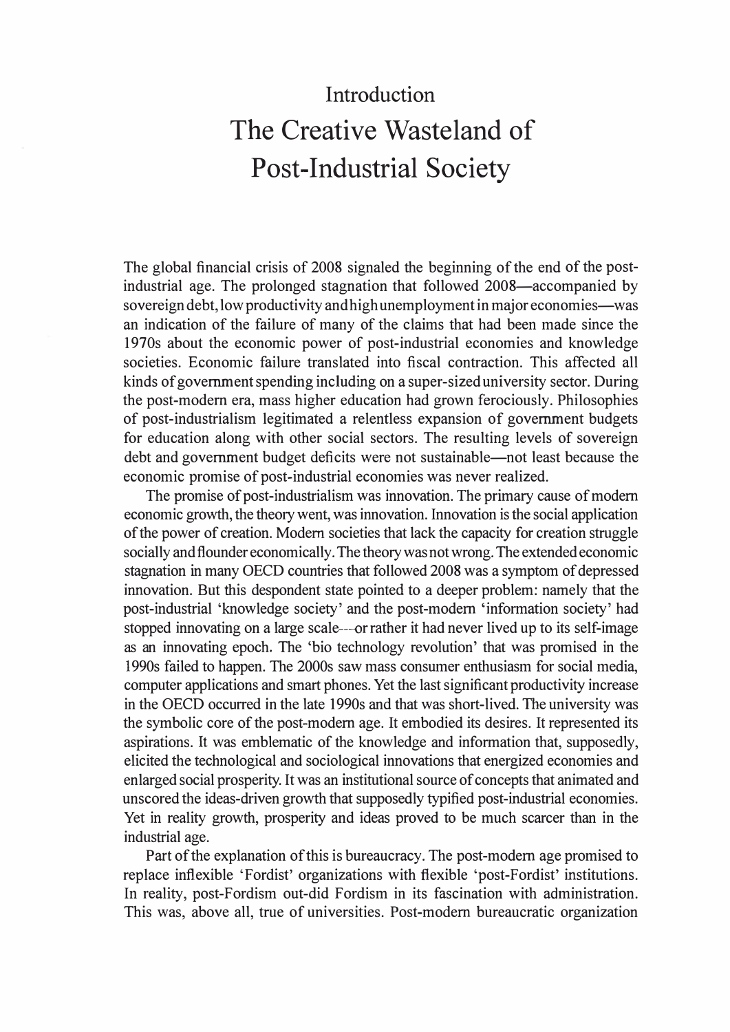# Introduction
# The Creative Wasteland of Post-Industrial Society

The global financial crisis of 2008 signaled the beginning of the end of the post-industrial age. The prolonged stagnation that followed 2008—accompanied by sovereign debt, low productivity and high unemployment in major economies—was an indication of the failure of many of the claims that had been made since the 1970s about the economic power of post-industrial economies and knowledge societies. Economic failure translated into fiscal contraction. This affected all kinds of government spending including on a super-sized university sector. During the post-modern era, mass higher education had grown ferociously. Philosophies of post-industrialism legitimated a relentless expansion of government budgets for education along with other social sectors. The resulting levels of sovereign debt and government budget deficits were not sustainable—not least because the economic promise of post-industrial economies was never realized.

The promise of post-industrialism was innovation. The primary cause of modern economic growth, the theory went, was innovation. Innovation is the social application of the power of creation. Modern societies that lack the capacity for creation struggle socially and flounder economically. The theory was not wrong. The extended economic stagnation in many OECD countries that followed 2008 was a symptom of depressed innovation. But this despondent state pointed to a deeper problem: namely that the post-industrial 'knowledge society' and the post-modern 'information society' had stopped innovating on a large scale—or rather it had never lived up to its self-image as an innovating epoch. The 'bio technology revolution' that was promised in the 1990s failed to happen. The 2000s saw mass consumer enthusiasm for social media, computer applications and smart phones. Yet the last significant productivity increase in the OECD occurred in the late 1990s and that was short-lived. The university was the symbolic core of the post-modern age. It embodied its desires. It represented its aspirations. It was emblematic of the knowledge and information that, supposedly, elicited the technological and sociological innovations that energized economies and enlarged social prosperity. It was an institutional source of concepts that animated and unscored the ideas-driven growth that supposedly typified post-industrial economies. Yet in reality growth, prosperity and ideas proved to be much scarcer than in the industrial age.

Part of the explanation of this is bureaucracy. The post-modern age promised to replace inflexible 'Fordist' organizations with flexible 'post-Fordist' institutions. In reality, post-Fordism out-did Fordism in its fascination with administration. This was, above all, true of universities. Post-modern bureaucratic organization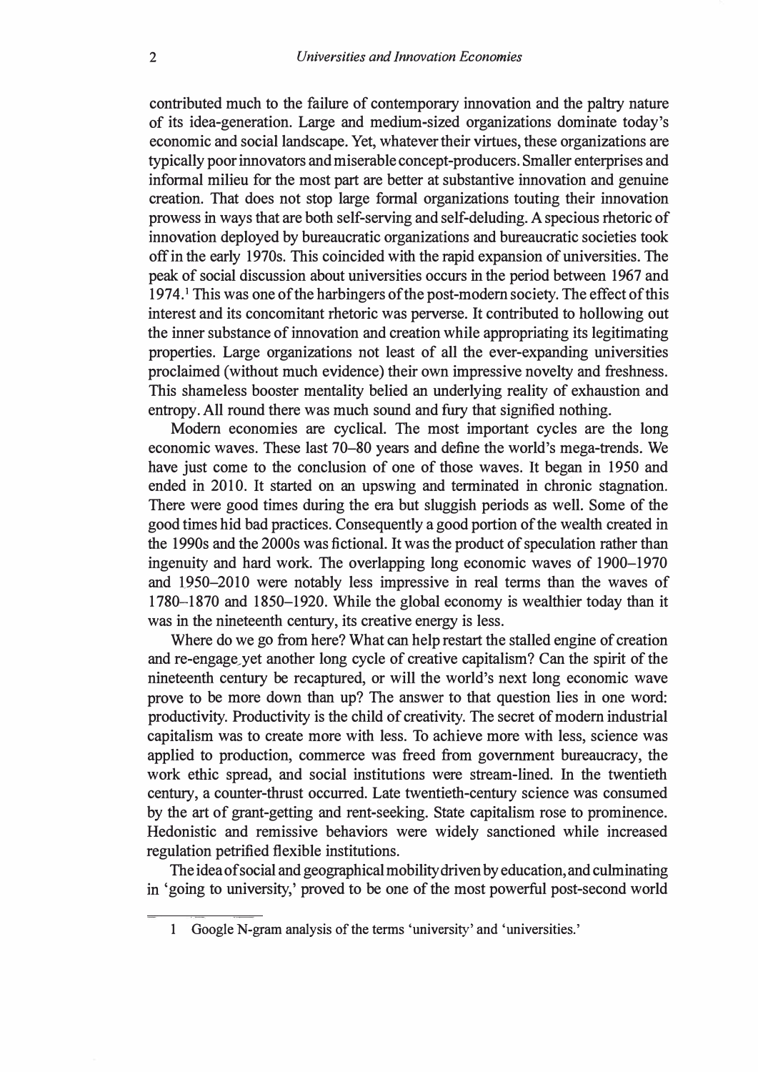contributed much to the failure of contemporary innovation and the paltry nature of its idea-generation. Large and medium-sized organizations dominate today's economic and social landscape. Yet, whatever their virtues, these organizations are typically poor innovators and miserable concept-producers. Smaller enterprises and informal milieu for the most part are better at substantive innovation and genuine creation. That does not stop large formal organizations touting their innovation prowess in ways that are both self-serving and self-deluding. A specious rhetoric of innovation deployed by bureaucratic organizations and bureaucratic societies took off in the early 1970s. This coincided with the rapid expansion of universities. The peak of social discussion about universities occurs in the period between 1967 and 1974.[1] This was one of the harbingers of the post-modern society. The effect of this interest and its concomitant rhetoric was perverse. It contributed to hollowing out the inner substance of innovation and creation while appropriating its legitimating properties. Large organizations not least of all the ever-expanding universities proclaimed (without much evidence) their own impressive novelty and freshness. This shameless booster mentality belied an underlying reality of exhaustion and entropy. All round there was much sound and fury that signified nothing.

Modern economies are cyclical. The most important cycles are the long economic waves. These last 70–80 years and define the world's mega-trends. We have just come to the conclusion of one of those waves. It began in 1950 and ended in 2010. It started on an upswing and terminated in chronic stagnation. There were good times during the era but sluggish periods as well. Some of the good times hid bad practices. Consequently a good portion of the wealth created in the 1990s and the 2000s was fictional. It was the product of speculation rather than ingenuity and hard work. The overlapping long economic waves of 1900–1970 and 1950–2010 were notably less impressive in real terms than the waves of 1780–1870 and 1850–1920. While the global economy is wealthier today than it was in the nineteenth century, its creative energy is less.

Where do we go from here? What can help restart the stalled engine of creation and re-engage yet another long cycle of creative capitalism? Can the spirit of the nineteenth century be recaptured, or will the world's next long economic wave prove to be more down than up? The answer to that question lies in one word: productivity. Productivity is the child of creativity. The secret of modern industrial capitalism was to create more with less. To achieve more with less, science was applied to production, commerce was freed from government bureaucracy, the work ethic spread, and social institutions were stream-lined. In the twentieth century, a counter-thrust occurred. Late twentieth-century science was consumed by the art of grant-getting and rent-seeking. State capitalism rose to prominence. Hedonistic and remissive behaviors were widely sanctioned while increased regulation petrified flexible institutions.

The idea of social and geographical mobility driven by education, and culminating in 'going to university,' proved to be one of the most powerful post-second world

[1] Google N-gram analysis of the terms 'university' and 'universities.'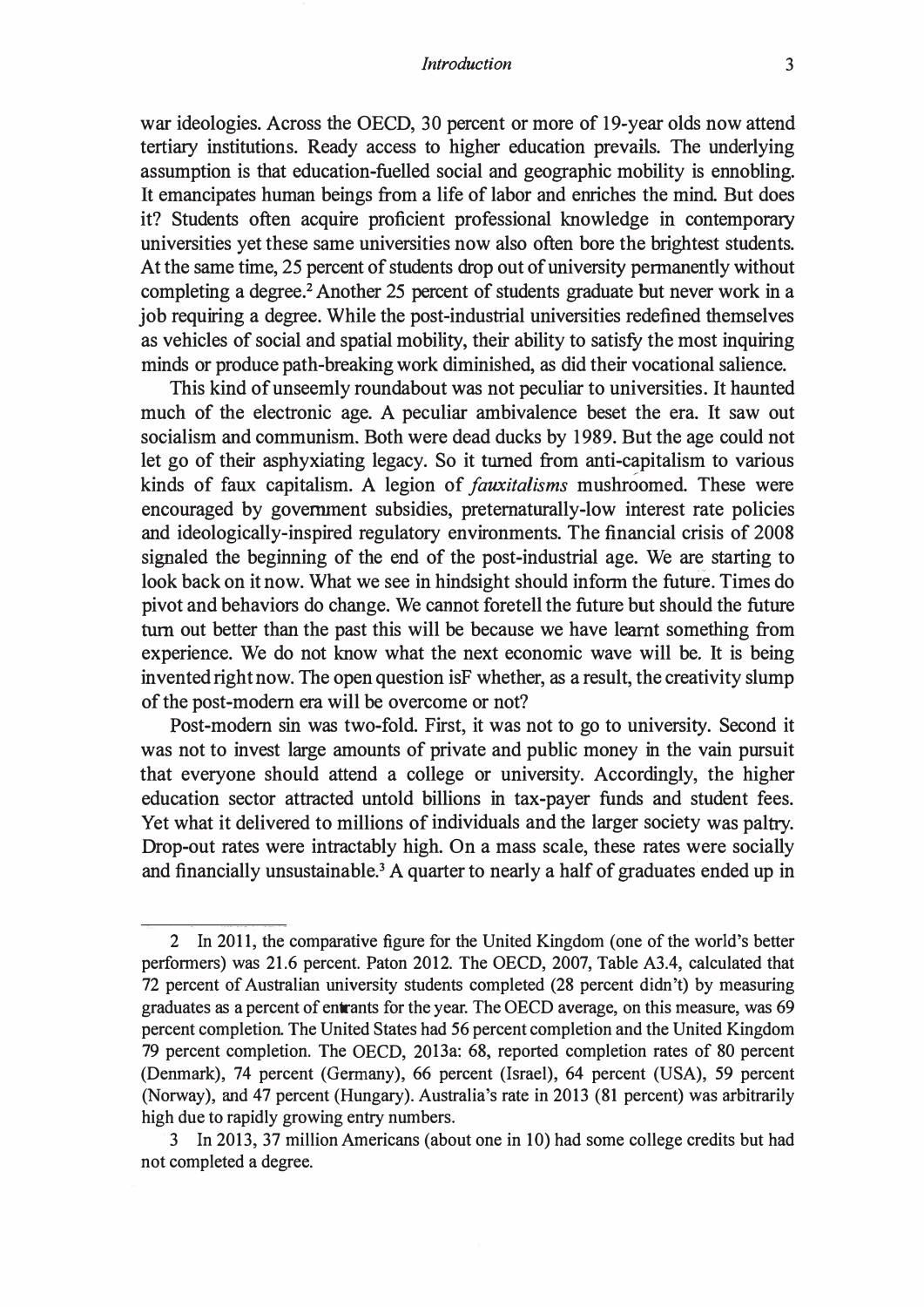war ideologies. Across the OECD, 30 percent or more of 19-year olds now attend tertiary institutions. Ready access to higher education prevails. The underlying assumption is that education-fuelled social and geographic mobility is ennobling. It emancipates human beings from a life of labor and enriches the mind. But does it? Students often acquire proficient professional knowledge in contemporary universities yet these same universities now also often bore the brightest students. At the same time, 25 percent of students drop out of university permanently without completing a degree.[2] Another 25 percent of students graduate but never work in a job requiring a degree. While the post-industrial universities redefined themselves as vehicles of social and spatial mobility, their ability to satisfy the most inquiring minds or produce path-breaking work diminished, as did their vocational salience.

This kind of unseemly roundabout was not peculiar to universities. It haunted much of the electronic age. A peculiar ambivalence beset the era. It saw out socialism and communism. Both were dead ducks by 1989. But the age could not let go of their asphyxiating legacy. So it turned from anti-capitalism to various kinds of faux capitalism. A legion of *fauxitalisms* mushroomed. These were encouraged by government subsidies, preternaturally-low interest rate policies and ideologically-inspired regulatory environments. The financial crisis of 2008 signaled the beginning of the end of the post-industrial age. We are starting to look back on it now. What we see in hindsight should inform the future. Times do pivot and behaviors do change. We cannot foretell the future but should the future turn out better than the past this will be because we have learnt something from experience. We do not know what the next economic wave will be. It is being invented right now. The open question isF whether, as a result, the creativity slump of the post-modern era will be overcome or not?

Post-modern sin was two-fold. First, it was not to go to university. Second it was not to invest large amounts of private and public money in the vain pursuit that everyone should attend a college or university. Accordingly, the higher education sector attracted untold billions in tax-payer funds and student fees. Yet what it delivered to millions of individuals and the larger society was paltry. Drop-out rates were intractably high. On a mass scale, these rates were socially and financially unsustainable.[3] A quarter to nearly a half of graduates ended up in

---

2 In 2011, the comparative figure for the United Kingdom (one of the world's better performers) was 21.6 percent. Paton 2012. The OECD, 2007, Table A3.4, calculated that 72 percent of Australian university students completed (28 percent didn't) by measuring graduates as a percent of entrants for the year. The OECD average, on this measure, was 69 percent completion. The United States had 56 percent completion and the United Kingdom 79 percent completion. The OECD, 2013a: 68, reported completion rates of 80 percent (Denmark), 74 percent (Germany), 66 percent (Israel), 64 percent (USA), 59 percent (Norway), and 47 percent (Hungary). Australia's rate in 2013 (81 percent) was arbitrarily high due to rapidly growing entry numbers.

3 In 2013, 37 million Americans (about one in 10) had some college credits but had not completed a degree.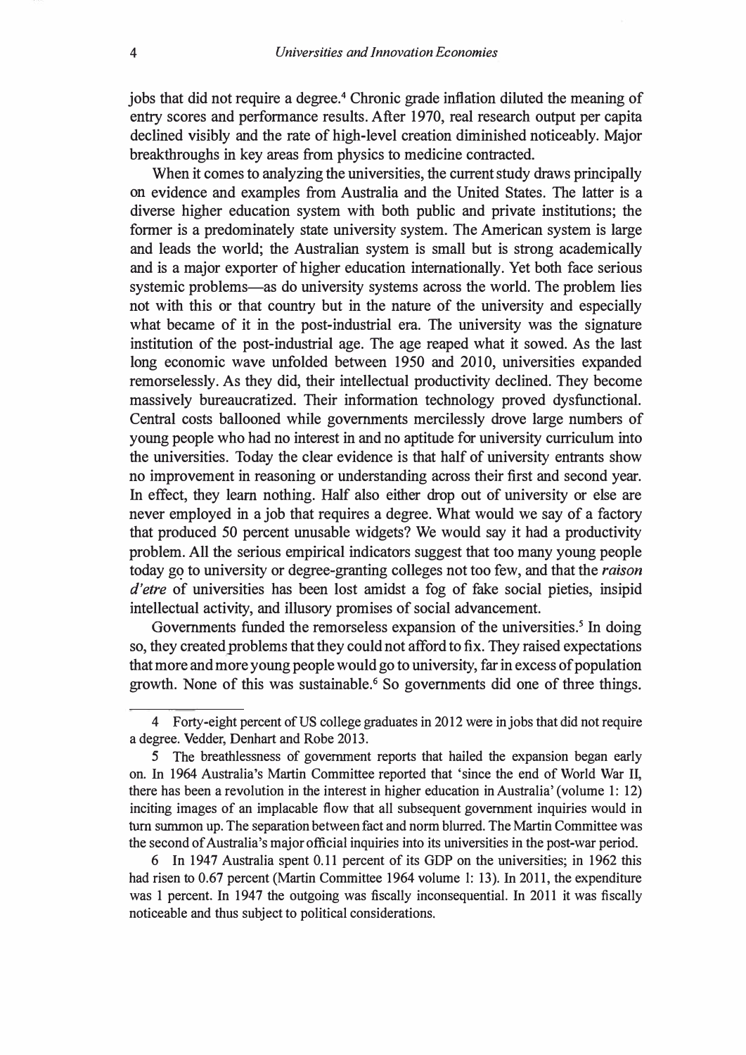jobs that did not require a degree.[4] Chronic grade inflation diluted the meaning of entry scores and performance results. After 1970, real research output per capita declined visibly and the rate of high-level creation diminished noticeably. Major breakthroughs in key areas from physics to medicine contracted.

When it comes to analyzing the universities, the current study draws principally on evidence and examples from Australia and the United States. The latter is a diverse higher education system with both public and private institutions; the former is a predominately state university system. The American system is large and leads the world; the Australian system is small but is strong academically and is a major exporter of higher education internationally. Yet both face serious systemic problems—as do university systems across the world. The problem lies not with this or that country but in the nature of the university and especially what became of it in the post-industrial era. The university was the signature institution of the post-industrial age. The age reaped what it sowed. As the last long economic wave unfolded between 1950 and 2010, universities expanded remorselessly. As they did, their intellectual productivity declined. They become massively bureaucratized. Their information technology proved dysfunctional. Central costs ballooned while governments mercilessly drove large numbers of young people who had no interest in and no aptitude for university curriculum into the universities. Today the clear evidence is that half of university entrants show no improvement in reasoning or understanding across their first and second year. In effect, they learn nothing. Half also either drop out of university or else are never employed in a job that requires a degree. What would we say of a factory that produced 50 percent unusable widgets? We would say it had a productivity problem. All the serious empirical indicators suggest that too many young people today go to university or degree-granting colleges not too few, and that the *raison d'etre* of universities has been lost amidst a fog of fake social pieties, insipid intellectual activity, and illusory promises of social advancement.

Governments funded the remorseless expansion of the universities.[5] In doing so, they created problems that they could not afford to fix. They raised expectations that more and more young people would go to university, far in excess of population growth. None of this was sustainable.[6] So governments did one of three things.

---

4 Forty-eight percent of US college graduates in 2012 were in jobs that did not require a degree. Vedder, Denhart and Robe 2013.

5 The breathlessness of government reports that hailed the expansion began early on. In 1964 Australia's Martin Committee reported that 'since the end of World War II, there has been a revolution in the interest in higher education in Australia' (volume 1: 12) inciting images of an implacable flow that all subsequent government inquiries would in turn summon up. The separation between fact and norm blurred. The Martin Committee was the second of Australia's major official inquiries into its universities in the post-war period.

6 In 1947 Australia spent 0.11 percent of its GDP on the universities; in 1962 this had risen to 0.67 percent (Martin Committee 1964 volume 1: 13). In 2011, the expenditure was 1 percent. In 1947 the outgoing was fiscally inconsequential. In 2011 it was fiscally noticeable and thus subject to political considerations.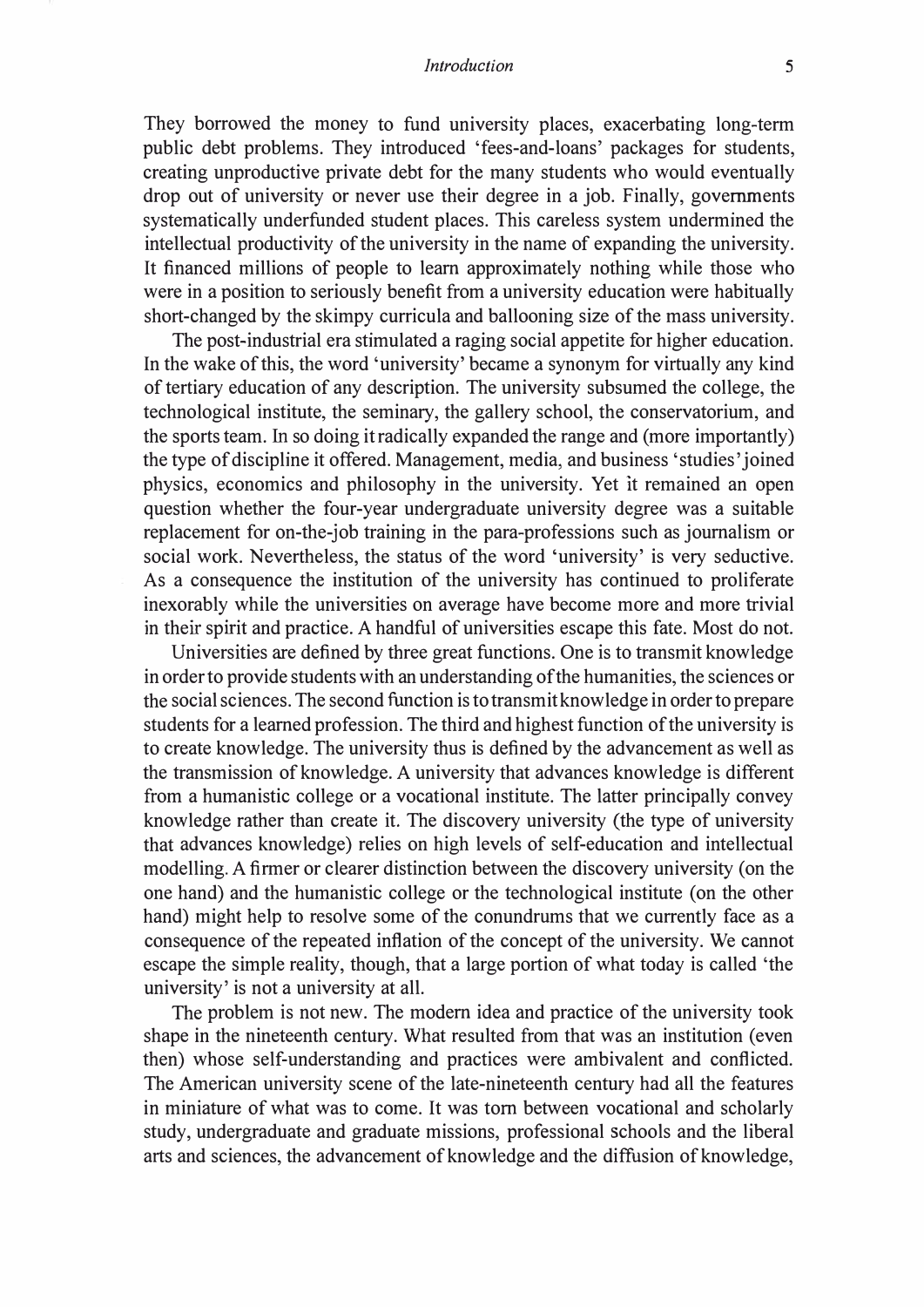They borrowed the money to fund university places, exacerbating long-term public debt problems. They introduced 'fees-and-loans' packages for students, creating unproductive private debt for the many students who would eventually drop out of university or never use their degree in a job. Finally, governments systematically underfunded student places. This careless system undermined the intellectual productivity of the university in the name of expanding the university. It financed millions of people to learn approximately nothing while those who were in a position to seriously benefit from a university education were habitually short-changed by the skimpy curricula and ballooning size of the mass university.

The post-industrial era stimulated a raging social appetite for higher education. In the wake of this, the word 'university' became a synonym for virtually any kind of tertiary education of any description. The university subsumed the college, the technological institute, the seminary, the gallery school, the conservatorium, and the sports team. In so doing it radically expanded the range and (more importantly) the type of discipline it offered. Management, media, and business 'studies' joined physics, economics and philosophy in the university. Yet it remained an open question whether the four-year undergraduate university degree was a suitable replacement for on-the-job training in the para-professions such as journalism or social work. Nevertheless, the status of the word 'university' is very seductive. As a consequence the institution of the university has continued to proliferate inexorably while the universities on average have become more and more trivial in their spirit and practice. A handful of universities escape this fate. Most do not.

Universities are defined by three great functions. One is to transmit knowledge in order to provide students with an understanding of the humanities, the sciences or the social sciences. The second function is to transmit knowledge in order to prepare students for a learned profession. The third and highest function of the university is to create knowledge. The university thus is defined by the advancement as well as the transmission of knowledge. A university that advances knowledge is different from a humanistic college or a vocational institute. The latter principally convey knowledge rather than create it. The discovery university (the type of university that advances knowledge) relies on high levels of self-education and intellectual modelling. A firmer or clearer distinction between the discovery university (on the one hand) and the humanistic college or the technological institute (on the other hand) might help to resolve some of the conundrums that we currently face as a consequence of the repeated inflation of the concept of the university. We cannot escape the simple reality, though, that a large portion of what today is called 'the university' is not a university at all.

The problem is not new. The modern idea and practice of the university took shape in the nineteenth century. What resulted from that was an institution (even then) whose self-understanding and practices were ambivalent and conflicted. The American university scene of the late-nineteenth century had all the features in miniature of what was to come. It was torn between vocational and scholarly study, undergraduate and graduate missions, professional schools and the liberal arts and sciences, the advancement of knowledge and the diffusion of knowledge,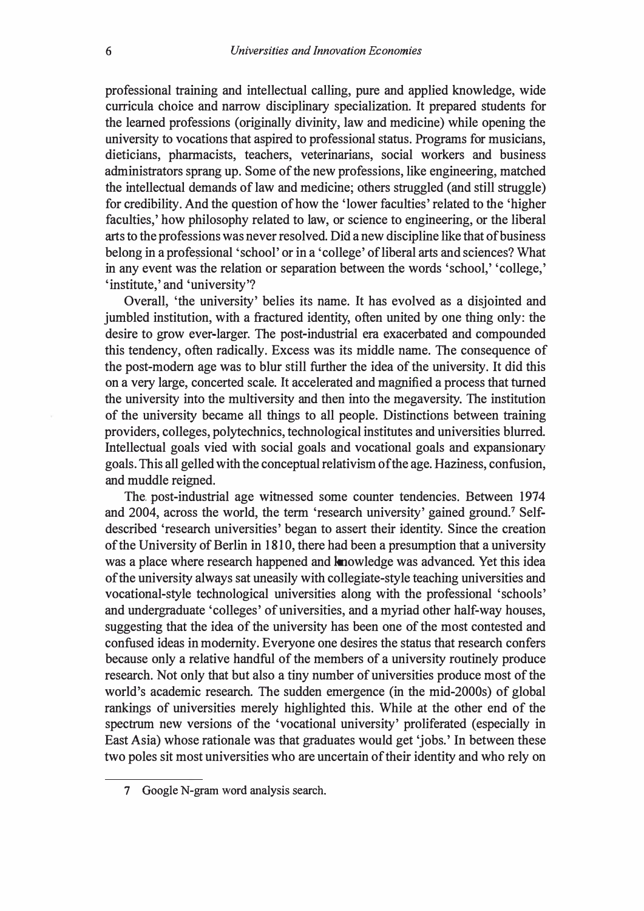professional training and intellectual calling, pure and applied knowledge, wide curricula choice and narrow disciplinary specialization. It prepared students for the learned professions (originally divinity, law and medicine) while opening the university to vocations that aspired to professional status. Programs for musicians, dieticians, pharmacists, teachers, veterinarians, social workers and business administrators sprang up. Some of the new professions, like engineering, matched the intellectual demands of law and medicine; others struggled (and still struggle) for credibility. And the question of how the 'lower faculties' related to the 'higher faculties,' how philosophy related to law, or science to engineering, or the liberal arts to the professions was never resolved. Did a new discipline like that of business belong in a professional 'school' or in a 'college' of liberal arts and sciences? What in any event was the relation or separation between the words 'school,' 'college,' 'institute,' and 'university'?

Overall, 'the university' belies its name. It has evolved as a disjointed and jumbled institution, with a fractured identity, often united by one thing only: the desire to grow ever-larger. The post-industrial era exacerbated and compounded this tendency, often radically. Excess was its middle name. The consequence of the post-modern age was to blur still further the idea of the university. It did this on a very large, concerted scale. It accelerated and magnified a process that turned the university into the multiversity and then into the megaversity. The institution of the university became all things to all people. Distinctions between training providers, colleges, polytechnics, technological institutes and universities blurred. Intellectual goals vied with social goals and vocational goals and expansionary goals. This all gelled with the conceptual relativism of the age. Haziness, confusion, and muddle reigned.

The post-industrial age witnessed some counter tendencies. Between 1974 and 2004, across the world, the term 'research university' gained ground.[7] Self-described 'research universities' began to assert their identity. Since the creation of the University of Berlin in 1810, there had been a presumption that a university was a place where research happened and knowledge was advanced. Yet this idea of the university always sat uneasily with collegiate-style teaching universities and vocational-style technological universities along with the professional 'schools' and undergraduate 'colleges' of universities, and a myriad other half-way houses, suggesting that the idea of the university has been one of the most contested and confused ideas in modernity. Everyone one desires the status that research confers because only a relative handful of the members of a university routinely produce research. Not only that but also a tiny number of universities produce most of the world's academic research. The sudden emergence (in the mid-2000s) of global rankings of universities merely highlighted this. While at the other end of the spectrum new versions of the 'vocational university' proliferated (especially in East Asia) whose rationale was that graduates would get 'jobs.' In between these two poles sit most universities who are uncertain of their identity and who rely on

7 Google N-gram word analysis search.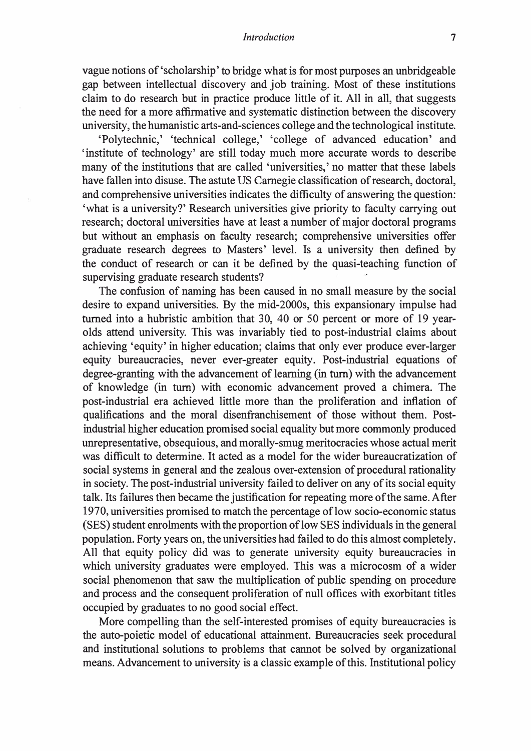vague notions of 'scholarship' to bridge what is for most purposes an unbridgeable gap between intellectual discovery and job training. Most of these institutions claim to do research but in practice produce little of it. All in all, that suggests the need for a more affirmative and systematic distinction between the discovery university, the humanistic arts-and-sciences college and the technological institute.

'Polytechnic,' 'technical college,' 'college of advanced education' and 'institute of technology' are still today much more accurate words to describe many of the institutions that are called 'universities,' no matter that these labels have fallen into disuse. The astute US Carnegie classification of research, doctoral, and comprehensive universities indicates the difficulty of answering the question: 'what is a university?' Research universities give priority to faculty carrying out research; doctoral universities have at least a number of major doctoral programs but without an emphasis on faculty research; comprehensive universities offer graduate research degrees to Masters' level. Is a university then defined by the conduct of research or can it be defined by the quasi-teaching function of supervising graduate research students?

The confusion of naming has been caused in no small measure by the social desire to expand universities. By the mid-2000s, this expansionary impulse had turned into a hubristic ambition that 30, 40 or 50 percent or more of 19 year-olds attend university. This was invariably tied to post-industrial claims about achieving 'equity' in higher education; claims that only ever produce ever-larger equity bureaucracies, never ever-greater equity. Post-industrial equations of degree-granting with the advancement of learning (in turn) with the advancement of knowledge (in turn) with economic advancement proved a chimera. The post-industrial era achieved little more than the proliferation and inflation of qualifications and the moral disenfranchisement of those without them. Post-industrial higher education promised social equality but more commonly produced unrepresentative, obsequious, and morally-smug meritocracies whose actual merit was difficult to determine. It acted as a model for the wider bureaucratization of social systems in general and the zealous over-extension of procedural rationality in society. The post-industrial university failed to deliver on any of its social equity talk. Its failures then became the justification for repeating more of the same. After 1970, universities promised to match the percentage of low socio-economic status (SES) student enrolments with the proportion of low SES individuals in the general population. Forty years on, the universities had failed to do this almost completely. All that equity policy did was to generate university equity bureaucracies in which university graduates were employed. This was a microcosm of a wider social phenomenon that saw the multiplication of public spending on procedure and process and the consequent proliferation of null offices with exorbitant titles occupied by graduates to no good social effect.

More compelling than the self-interested promises of equity bureaucracies is the auto-poietic model of educational attainment. Bureaucracies seek procedural and institutional solutions to problems that cannot be solved by organizational means. Advancement to university is a classic example of this. Institutional policy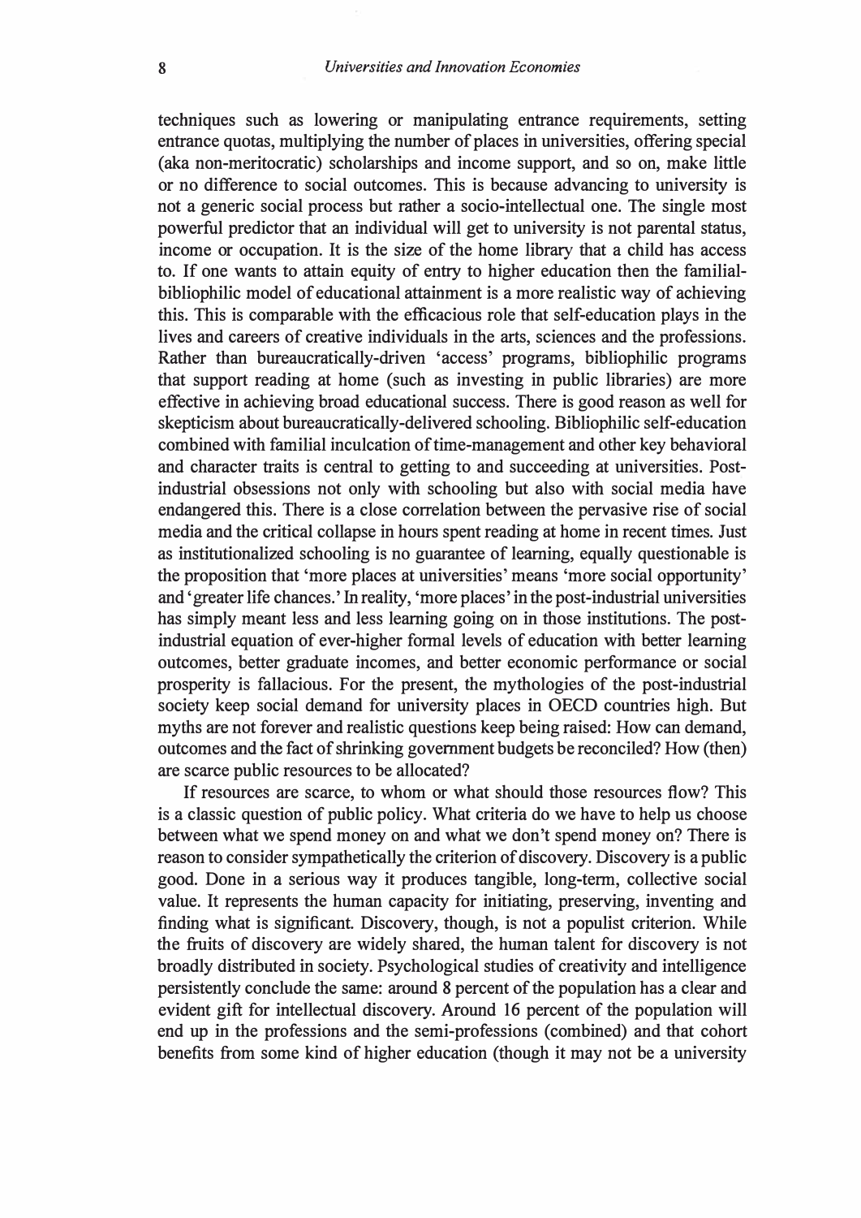techniques such as lowering or manipulating entrance requirements, setting entrance quotas, multiplying the number of places in universities, offering special (aka non-meritocratic) scholarships and income support, and so on, make little or no difference to social outcomes. This is because advancing to university is not a generic social process but rather a socio-intellectual one. The single most powerful predictor that an individual will get to university is not parental status, income or occupation. It is the size of the home library that a child has access to. If one wants to attain equity of entry to higher education then the familial-bibliophilic model of educational attainment is a more realistic way of achieving this. This is comparable with the efficacious role that self-education plays in the lives and careers of creative individuals in the arts, sciences and the professions. Rather than bureaucratically-driven 'access' programs, bibliophilic programs that support reading at home (such as investing in public libraries) are more effective in achieving broad educational success. There is good reason as well for skepticism about bureaucratically-delivered schooling. Bibliophilic self-education combined with familial inculcation of time-management and other key behavioral and character traits is central to getting to and succeeding at universities. Post-industrial obsessions not only with schooling but also with social media have endangered this. There is a close correlation between the pervasive rise of social media and the critical collapse in hours spent reading at home in recent times. Just as institutionalized schooling is no guarantee of learning, equally questionable is the proposition that 'more places at universities' means 'more social opportunity' and 'greater life chances.' In reality, 'more places' in the post-industrial universities has simply meant less and less learning going on in those institutions. The post-industrial equation of ever-higher formal levels of education with better learning outcomes, better graduate incomes, and better economic performance or social prosperity is fallacious. For the present, the mythologies of the post-industrial society keep social demand for university places in OECD countries high. But myths are not forever and realistic questions keep being raised: How can demand, outcomes and the fact of shrinking government budgets be reconciled? How (then) are scarce public resources to be allocated?

If resources are scarce, to whom or what should those resources flow? This is a classic question of public policy. What criteria do we have to help us choose between what we spend money on and what we don't spend money on? There is reason to consider sympathetically the criterion of discovery. Discovery is a public good. Done in a serious way it produces tangible, long-term, collective social value. It represents the human capacity for initiating, preserving, inventing and finding what is significant. Discovery, though, is not a populist criterion. While the fruits of discovery are widely shared, the human talent for discovery is not broadly distributed in society. Psychological studies of creativity and intelligence persistently conclude the same: around 8 percent of the population has a clear and evident gift for intellectual discovery. Around 16 percent of the population will end up in the professions and the semi-professions (combined) and that cohort benefits from some kind of higher education (though it may not be a university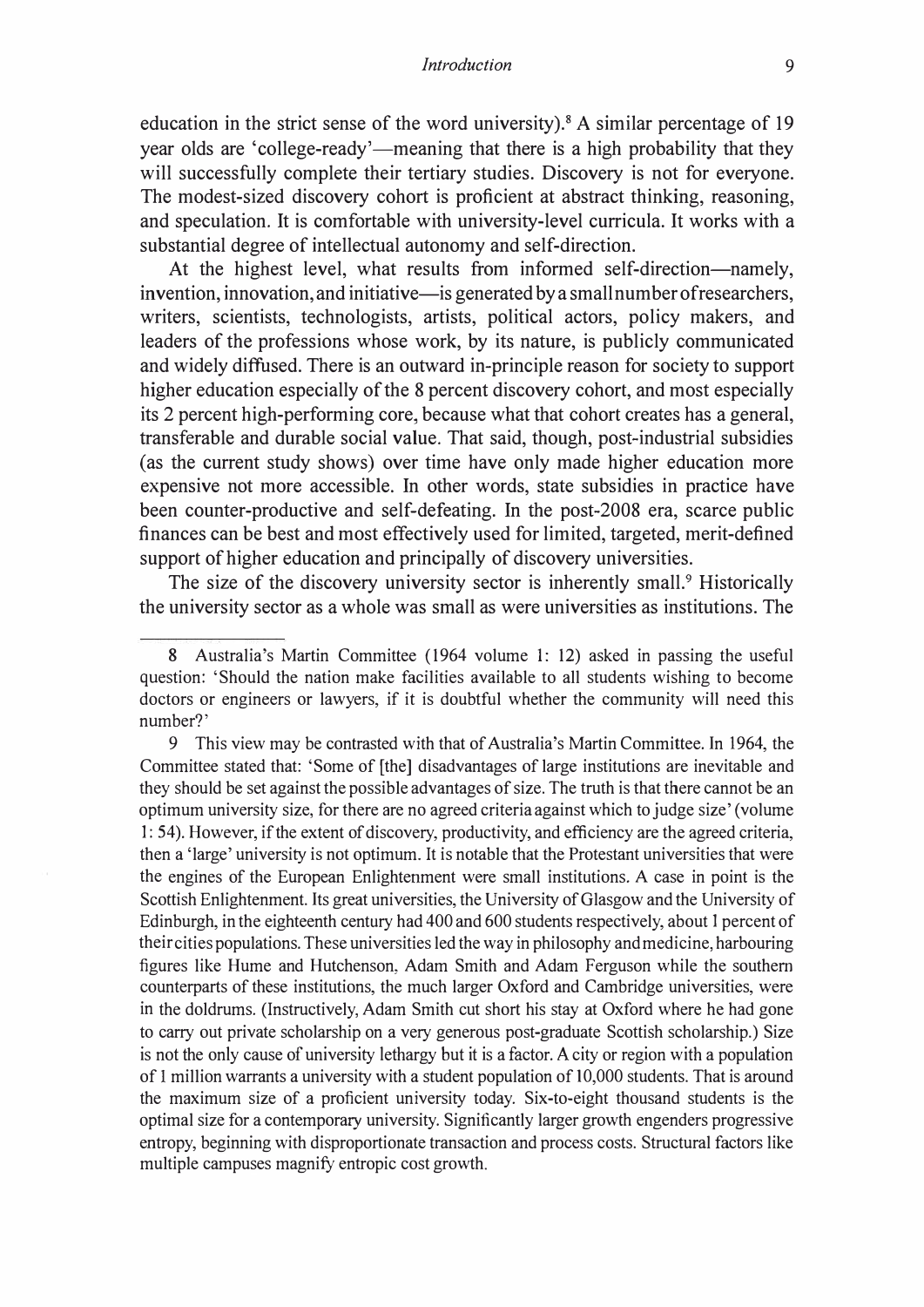education in the strict sense of the word university).[8] A similar percentage of 19 year olds are 'college-ready'—meaning that there is a high probability that they will successfully complete their tertiary studies. Discovery is not for everyone. The modest-sized discovery cohort is proficient at abstract thinking, reasoning, and speculation. It is comfortable with university-level curricula. It works with a substantial degree of intellectual autonomy and self-direction.

At the highest level, what results from informed self-direction—namely, invention, innovation, and initiative—is generated by a small number of researchers, writers, scientists, technologists, artists, political actors, policy makers, and leaders of the professions whose work, by its nature, is publicly communicated and widely diffused. There is an outward in-principle reason for society to support higher education especially of the 8 percent discovery cohort, and most especially its 2 percent high-performing core, because what that cohort creates has a general, transferable and durable social value. That said, though, post-industrial subsidies (as the current study shows) over time have only made higher education more expensive not more accessible. In other words, state subsidies in practice have been counter-productive and self-defeating. In the post-2008 era, scarce public finances can be best and most effectively used for limited, targeted, merit-defined support of higher education and principally of discovery universities.

The size of the discovery university sector is inherently small.[9] Historically the university sector as a whole was small as were universities as institutions. The

---

8 Australia's Martin Committee (1964 volume 1: 12) asked in passing the useful question: 'Should the nation make facilities available to all students wishing to become doctors or engineers or lawyers, if it is doubtful whether the community will need this number?'

9 This view may be contrasted with that of Australia's Martin Committee. In 1964, the Committee stated that: 'Some of [the] disadvantages of large institutions are inevitable and they should be set against the possible advantages of size. The truth is that there cannot be an optimum university size, for there are no agreed criteria against which to judge size' (volume 1: 54). However, if the extent of discovery, productivity, and efficiency are the agreed criteria, then a 'large' university is not optimum. It is notable that the Protestant universities that were the engines of the European Enlightenment were small institutions. A case in point is the Scottish Enlightenment. Its great universities, the University of Glasgow and the University of Edinburgh, in the eighteenth century had 400 and 600 students respectively, about 1 percent of their cities populations. These universities led the way in philosophy and medicine, harbouring figures like Hume and Hutchenson, Adam Smith and Adam Ferguson while the southern counterparts of these institutions, the much larger Oxford and Cambridge universities, were in the doldrums. (Instructively, Adam Smith cut short his stay at Oxford where he had gone to carry out private scholarship on a very generous post-graduate Scottish scholarship.) Size is not the only cause of university lethargy but it is a factor. A city or region with a population of 1 million warrants a university with a student population of 10,000 students. That is around the maximum size of a proficient university today. Six-to-eight thousand students is the optimal size for a contemporary university. Significantly larger growth engenders progressive entropy, beginning with disproportionate transaction and process costs. Structural factors like multiple campuses magnify entropic cost growth.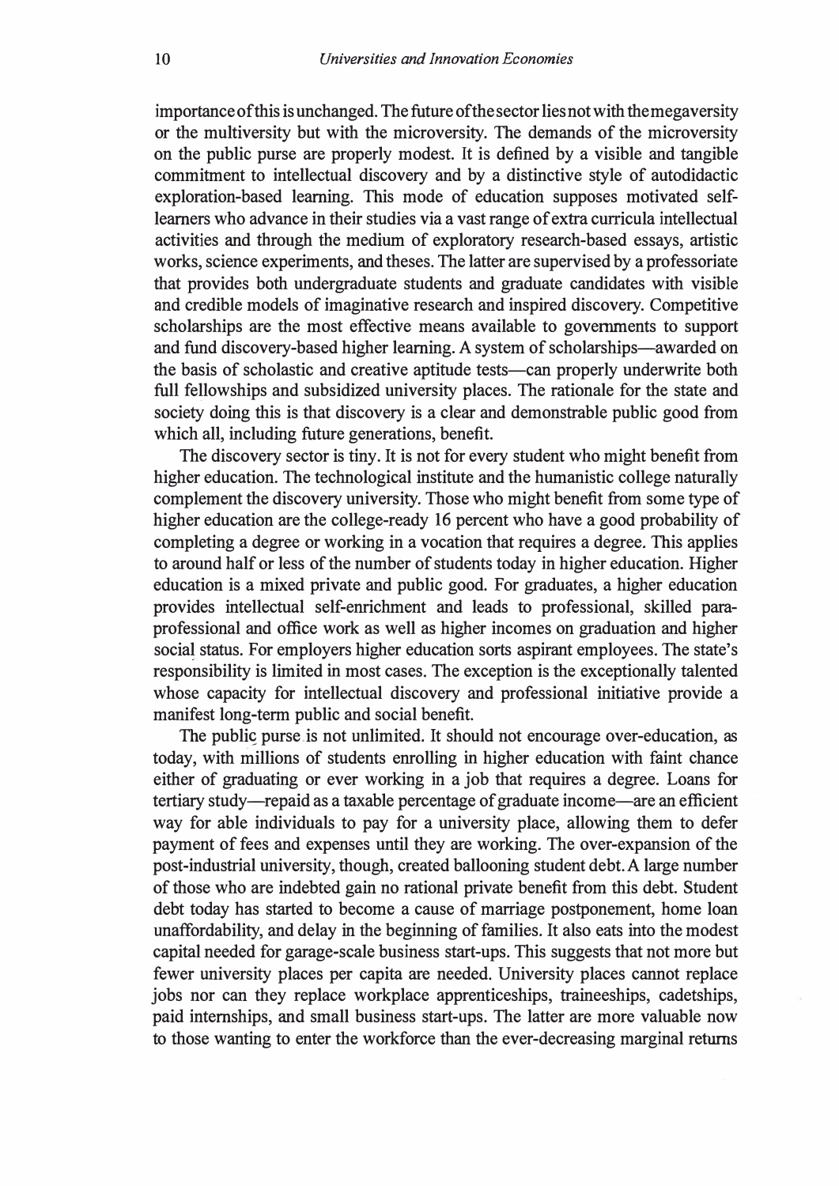importance of this is unchanged. The future of the sector lies not with the megaversity or the multiversity but with the microversity. The demands of the microversity on the public purse are properly modest. It is defined by a visible and tangible commitment to intellectual discovery and by a distinctive style of autodidactic exploration-based learning. This mode of education supposes motivated self-learners who advance in their studies via a vast range of extra curricula intellectual activities and through the medium of exploratory research-based essays, artistic works, science experiments, and theses. The latter are supervised by a professoriate that provides both undergraduate students and graduate candidates with visible and credible models of imaginative research and inspired discovery. Competitive scholarships are the most effective means available to governments to support and fund discovery-based higher learning. A system of scholarships—awarded on the basis of scholastic and creative aptitude tests—can properly underwrite both full fellowships and subsidized university places. The rationale for the state and society doing this is that discovery is a clear and demonstrable public good from which all, including future generations, benefit.

The discovery sector is tiny. It is not for every student who might benefit from higher education. The technological institute and the humanistic college naturally complement the discovery university. Those who might benefit from some type of higher education are the college-ready 16 percent who have a good probability of completing a degree or working in a vocation that requires a degree. This applies to around half or less of the number of students today in higher education. Higher education is a mixed private and public good. For graduates, a higher education provides intellectual self-enrichment and leads to professional, skilled para-professional and office work as well as higher incomes on graduation and higher social status. For employers higher education sorts aspirant employees. The state's responsibility is limited in most cases. The exception is the exceptionally talented whose capacity for intellectual discovery and professional initiative provide a manifest long-term public and social benefit.

The public purse is not unlimited. It should not encourage over-education, as today, with millions of students enrolling in higher education with faint chance either of graduating or ever working in a job that requires a degree. Loans for tertiary study—repaid as a taxable percentage of graduate income—are an efficient way for able individuals to pay for a university place, allowing them to defer payment of fees and expenses until they are working. The over-expansion of the post-industrial university, though, created ballooning student debt. A large number of those who are indebted gain no rational private benefit from this debt. Student debt today has started to become a cause of marriage postponement, home loan unaffordability, and delay in the beginning of families. It also eats into the modest capital needed for garage-scale business start-ups. This suggests that not more but fewer university places per capita are needed. University places cannot replace jobs nor can they replace workplace apprenticeships, traineeships, cadetships, paid internships, and small business start-ups. The latter are more valuable now to those wanting to enter the workforce than the ever-decreasing marginal returns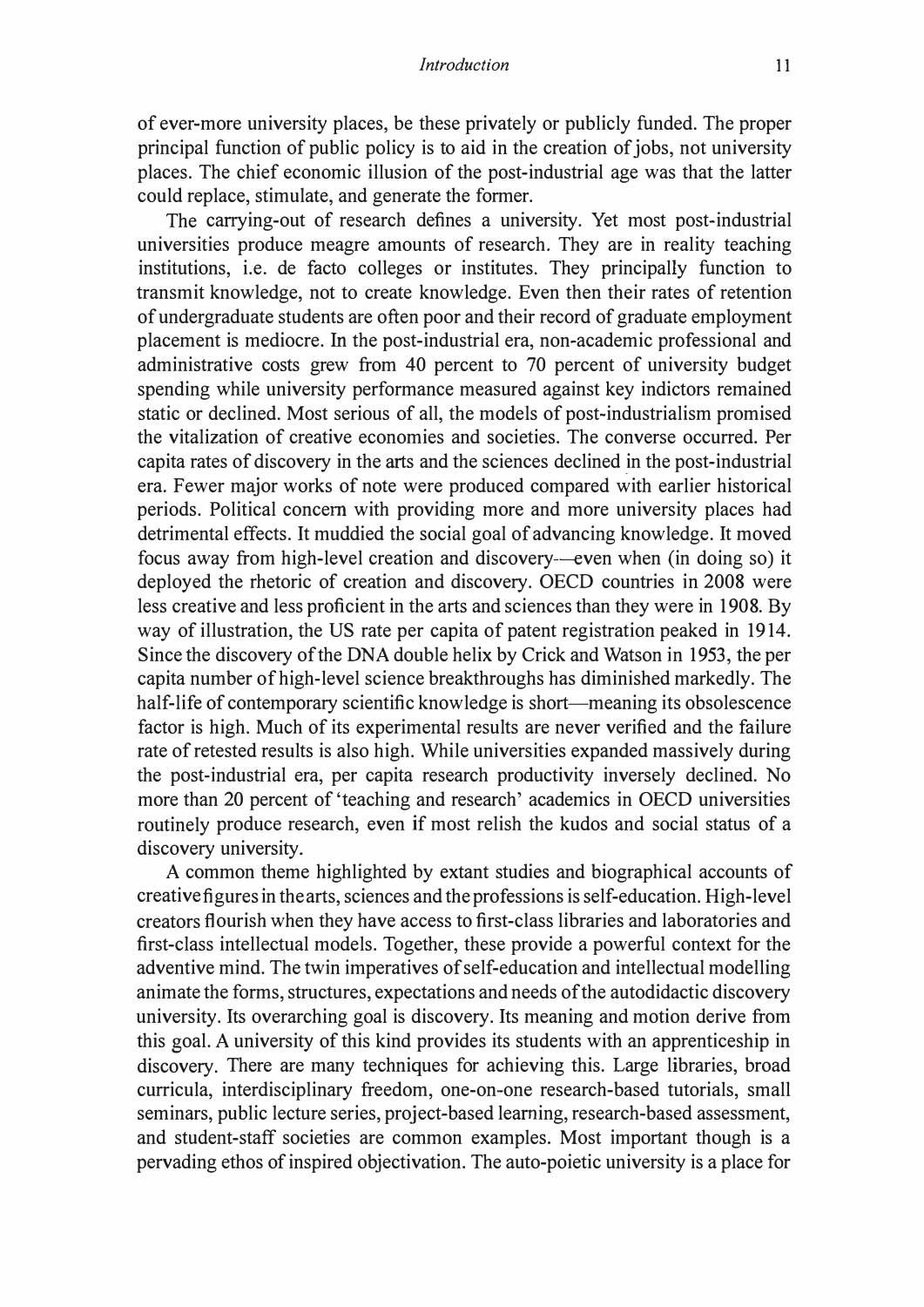of ever-more university places, be these privately or publicly funded. The proper principal function of public policy is to aid in the creation of jobs, not university places. The chief economic illusion of the post-industrial age was that the latter could replace, stimulate, and generate the former.

The carrying-out of research defines a university. Yet most post-industrial universities produce meagre amounts of research. They are in reality teaching institutions, i.e. de facto colleges or institutes. They principally function to transmit knowledge, not to create knowledge. Even then their rates of retention of undergraduate students are often poor and their record of graduate employment placement is mediocre. In the post-industrial era, non-academic professional and administrative costs grew from 40 percent to 70 percent of university budget spending while university performance measured against key indictors remained static or declined. Most serious of all, the models of post-industrialism promised the vitalization of creative economies and societies. The converse occurred. Per capita rates of discovery in the arts and the sciences declined in the post-industrial era. Fewer major works of note were produced compared with earlier historical periods. Political concern with providing more and more university places had detrimental effects. It muddied the social goal of advancing knowledge. It moved focus away from high-level creation and discovery—even when (in doing so) it deployed the rhetoric of creation and discovery. OECD countries in 2008 were less creative and less proficient in the arts and sciences than they were in 1908. By way of illustration, the US rate per capita of patent registration peaked in 1914. Since the discovery of the DNA double helix by Crick and Watson in 1953, the per capita number of high-level science breakthroughs has diminished markedly. The half-life of contemporary scientific knowledge is short—meaning its obsolescence factor is high. Much of its experimental results are never verified and the failure rate of retested results is also high. While universities expanded massively during the post-industrial era, per capita research productivity inversely declined. No more than 20 percent of 'teaching and research' academics in OECD universities routinely produce research, even if most relish the kudos and social status of a discovery university.

A common theme highlighted by extant studies and biographical accounts of creative figures in the arts, sciences and the professions is self-education. High-level creators flourish when they have access to first-class libraries and laboratories and first-class intellectual models. Together, these provide a powerful context for the adventive mind. The twin imperatives of self-education and intellectual modelling animate the forms, structures, expectations and needs of the autodidactic discovery university. Its overarching goal is discovery. Its meaning and motion derive from this goal. A university of this kind provides its students with an apprenticeship in discovery. There are many techniques for achieving this. Large libraries, broad curricula, interdisciplinary freedom, one-on-one research-based tutorials, small seminars, public lecture series, project-based learning, research-based assessment, and student-staff societies are common examples. Most important though is a pervading ethos of inspired objectivation. The auto-poietic university is a place for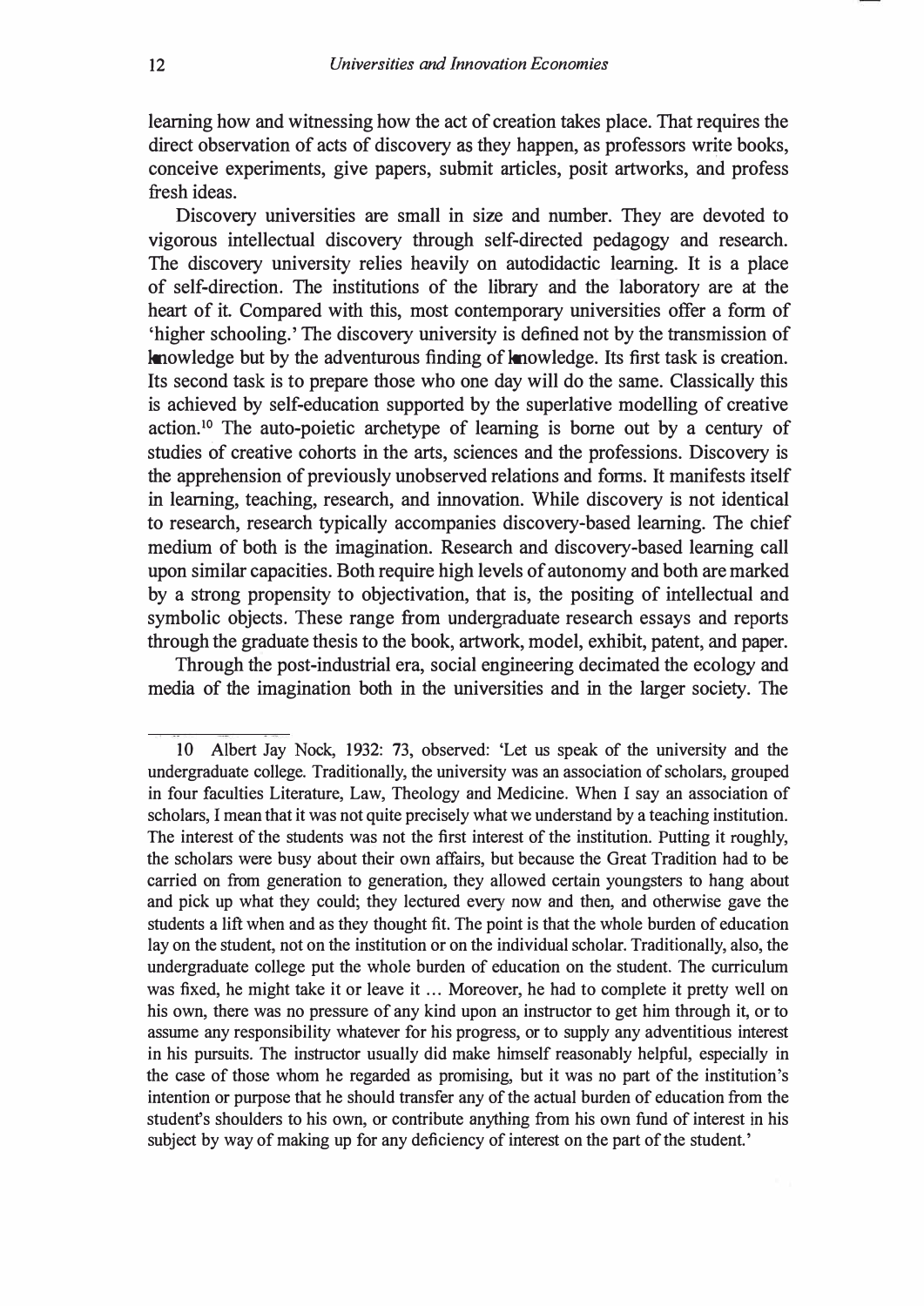learning how and witnessing how the act of creation takes place. That requires the direct observation of acts of discovery as they happen, as professors write books, conceive experiments, give papers, submit articles, posit artworks, and profess fresh ideas.

Discovery universities are small in size and number. They are devoted to vigorous intellectual discovery through self-directed pedagogy and research. The discovery university relies heavily on autodidactic learning. It is a place of self-direction. The institutions of the library and the laboratory are at the heart of it. Compared with this, most contemporary universities offer a form of 'higher schooling.' The discovery university is defined not by the transmission of knowledge but by the adventurous finding of knowledge. Its first task is creation. Its second task is to prepare those who one day will do the same. Classically this is achieved by self-education supported by the superlative modelling of creative action.[10] The auto-poietic archetype of learning is borne out by a century of studies of creative cohorts in the arts, sciences and the professions. Discovery is the apprehension of previously unobserved relations and forms. It manifests itself in learning, teaching, research, and innovation. While discovery is not identical to research, research typically accompanies discovery-based learning. The chief medium of both is the imagination. Research and discovery-based learning call upon similar capacities. Both require high levels of autonomy and both are marked by a strong propensity to objectivation, that is, the positing of intellectual and symbolic objects. These range from undergraduate research essays and reports through the graduate thesis to the book, artwork, model, exhibit, patent, and paper.

Through the post-industrial era, social engineering decimated the ecology and media of the imagination both in the universities and in the larger society. The

---

10 Albert Jay Nock, 1932: 73, observed: 'Let us speak of the university and the undergraduate college. Traditionally, the university was an association of scholars, grouped in four faculties Literature, Law, Theology and Medicine. When I say an association of scholars, I mean that it was not quite precisely what we understand by a teaching institution. The interest of the students was not the first interest of the institution. Putting it roughly, the scholars were busy about their own affairs, but because the Great Tradition had to be carried on from generation to generation, they allowed certain youngsters to hang about and pick up what they could; they lectured every now and then, and otherwise gave the students a lift when and as they thought fit. The point is that the whole burden of education lay on the student, not on the institution or on the individual scholar. Traditionally, also, the undergraduate college put the whole burden of education on the student. The curriculum was fixed, he might take it or leave it ... Moreover, he had to complete it pretty well on his own, there was no pressure of any kind upon an instructor to get him through it, or to assume any responsibility whatever for his progress, or to supply any adventitious interest in his pursuits. The instructor usually did make himself reasonably helpful, especially in the case of those whom he regarded as promising, but it was no part of the institution's intention or purpose that he should transfer any of the actual burden of education from the student's shoulders to his own, or contribute anything from his own fund of interest in his subject by way of making up for any deficiency of interest on the part of the student.'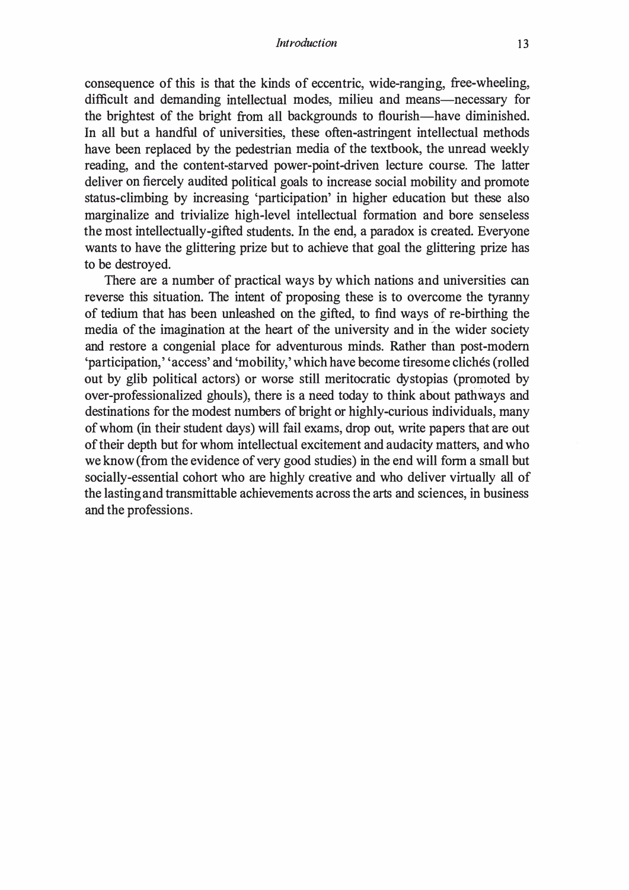consequence of this is that the kinds of eccentric, wide-ranging, free-wheeling, difficult and demanding intellectual modes, milieu and means—necessary for the brightest of the bright from all backgrounds to flourish—have diminished. In all but a handful of universities, these often-astringent intellectual methods have been replaced by the pedestrian media of the textbook, the unread weekly reading, and the content-starved power-point-driven lecture course. The latter deliver on fiercely audited political goals to increase social mobility and promote status-climbing by increasing 'participation' in higher education but these also marginalize and trivialize high-level intellectual formation and bore senseless the most intellectually-gifted students. In the end, a paradox is created. Everyone wants to have the glittering prize but to achieve that goal the glittering prize has to be destroyed.

There are a number of practical ways by which nations and universities can reverse this situation. The intent of proposing these is to overcome the tyranny of tedium that has been unleashed on the gifted, to find ways of re-birthing the media of the imagination at the heart of the university and in the wider society and restore a congenial place for adventurous minds. Rather than post-modern 'participation,' 'access' and 'mobility,' which have become tiresome clichés (rolled out by glib political actors) or worse still meritocratic dystopias (promoted by over-professionalized ghouls), there is a need today to think about pathways and destinations for the modest numbers of bright or highly-curious individuals, many of whom (in their student days) will fail exams, drop out, write papers that are out of their depth but for whom intellectual excitement and audacity matters, and who we know (from the evidence of very good studies) in the end will form a small but socially-essential cohort who are highly creative and who deliver virtually all of the lasting and transmittable achievements across the arts and sciences, in business and the professions.